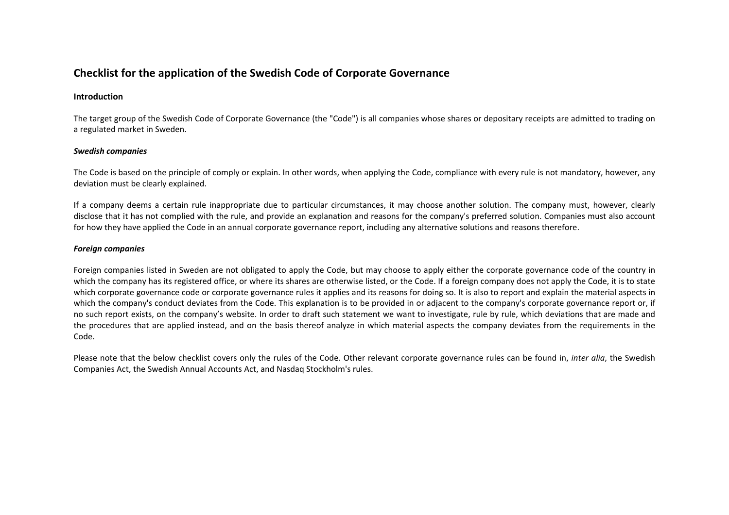# Checklist for the application of the Swedish Code of Corporate Governance

## Introduction

The target group of the Swedish Code of Corporate Governance (the "Code") is all companies whose shares or depositary receipts are admitted to trading on a regulated market in Sweden.

### *Swedish companies*

The Code is based on the principle of comply or explain. In other words, when applying the Code, compliance with every rule is not mandatory, however, any deviation must be clearly explained.

If a company deems a certain rule inappropriate due to particular circumstances, it may choose another solution. The company must, however, clearly disclose that it has not complied with the rule, and provide an explanation and reasons for the company's preferred solution. Companies must also account for how they have applied the Code in an annual corporate governance report, including any alternative solutions and reasons therefore.

### *Foreign companies*

Foreign companies listed in Sweden are not obligated to apply the Code, but may choose to apply either the corporate governance code of the country in which the company has its registered office, or where its shares are otherwise listed, or the Code. If a foreign company does not apply the Code, it is to state which corporate governance code or corporate governance rules it applies and its reasons for doing so. It is also to report and explain the material aspects in which the company's conduct deviates from the Code. This explanation is to be provided in or adjacent to the company's corporate governance report or, if no such report exists, on the company's website. In order to draft such statement we want to investigate, rule by rule, which deviations that are made and the procedures that are applied instead, and on the basis thereof analyze in which material aspects the company deviates from the requirements in the Code.

Please note that the below checklist covers only the rules of the Code. Other relevant corporate governance rules can be found in, *inter alia*, the Swedish Companies Act, the Swedish Annual Accounts Act, and Nasdaq Stockholm's rules.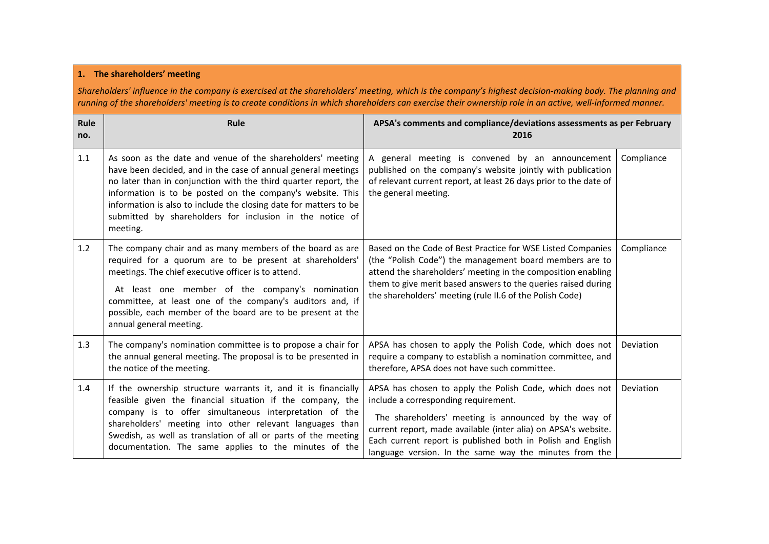## 1. The shareholders' meeting

*Shareholders' influence in the company is exercised at the shareholders' meeting, which is the company's highest decision-making body. The planning and running of the shareholders' meeting is to create conditions in which shareholders can exercise their ownership role in an active, well-informed manner.*

| Rule no. | Rule | APSA's comments and compliance/deviations assessments as per February 2016 | |
|---|---|---|---|
| 1.1 | As soon as the date and venue of the shareholders' meeting have been decided, and in the case of annual general meetings no later than in conjunction with the third quarter report, the information is to be posted on the company's website. This information is also to include the closing date for matters to be submitted by shareholders for inclusion in the notice of meeting. | A general meeting is convened by an announcement published on the company's website jointly with publication of relevant current report, at least 26 days prior to the date of the general meeting. | Compliance |
| 1.2 | The company chair and as many members of the board as are required for a quorum are to be present at shareholders' meetings. The chief executive officer is to attend. At least one member of the company's nomination committee, at least one of the company's auditors and, if possible, each member of the board are to be present at the annual general meeting. | Based on the Code of Best Practice for WSE Listed Companies (the "Polish Code") the management board members are to attend the shareholders' meeting in the composition enabling them to give merit based answers to the queries raised during the shareholders' meeting (rule II.6 of the Polish Code) | Compliance |
| 1.3 | The company's nomination committee is to propose a chair for the annual general meeting. The proposal is to be presented in the notice of the meeting. | APSA has chosen to apply the Polish Code, which does not require a company to establish a nomination committee, and therefore, APSA does not have such committee. | Deviation |
| 1.4 | If the ownership structure warrants it, and it is financially feasible given the financial situation if the company, the company is to offer simultaneous interpretation of the shareholders' meeting into other relevant languages than Swedish, as well as translation of all or parts of the meeting documentation. The same applies to the minutes of the | APSA has chosen to apply the Polish Code, which does not include a corresponding requirement. The shareholders' meeting is announced by the way of current report, made available (inter alia) on APSA's website. Each current report is published both in Polish and English language version. In the same way the minutes from the | Deviation |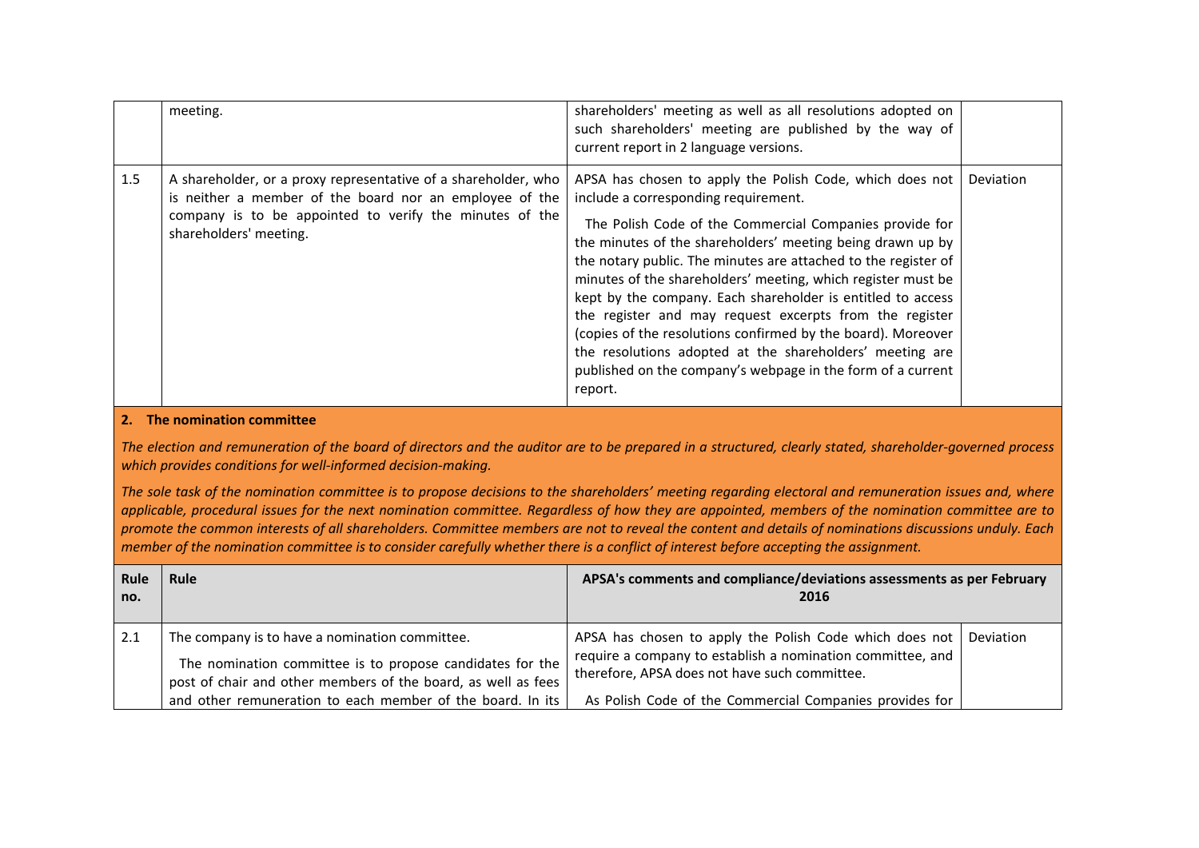| | | | |
|---|---|---|---|
| | meeting. | shareholders' meeting as well as all resolutions adopted on such shareholders' meeting are published by the way of current report in 2 language versions. | |
| 1.5 | A shareholder, or a proxy representative of a shareholder, who is neither a member of the board nor an employee of the company is to be appointed to verify the minutes of the shareholders' meeting. | APSA has chosen to apply the Polish Code, which does not include a corresponding requirement.<br><br>The Polish Code of the Commercial Companies provide for the minutes of the shareholders' meeting being drawn up by the notary public. The minutes are attached to the register of minutes of the shareholders' meeting, which register must be kept by the company. Each shareholder is entitled to access the register and may request excerpts from the register (copies of the resolutions confirmed by the board). Moreover the resolutions adopted at the shareholders' meeting are published on the company's webpage in the form of a current report. | Deviation |

**2. The nomination committee**

*The election and remuneration of the board of directors and the auditor are to be prepared in a structured, clearly stated, shareholder-governed process which provides conditions for well-informed decision-making.*

*The sole task of the nomination committee is to propose decisions to the shareholders' meeting regarding electoral and remuneration issues and, where applicable, procedural issues for the next nomination committee. Regardless of how they are appointed, members of the nomination committee are to promote the common interests of all shareholders. Committee members are not to reveal the content and details of nominations discussions unduly. Each member of the nomination committee is to consider carefully whether there is a conflict of interest before accepting the assignment.*

| Rule no. | Rule | APSA's comments and compliance/deviations assessments as per February 2016 | |
|---|---|---|---|
| 2.1 | The company is to have a nomination committee.<br><br>The nomination committee is to propose candidates for the post of chair and other members of the board, as well as fees and other remuneration to each member of the board. In its | APSA has chosen to apply the Polish Code which does not require a company to establish a nomination committee, and therefore, APSA does not have such committee.<br><br>As Polish Code of the Commercial Companies provides for | Deviation |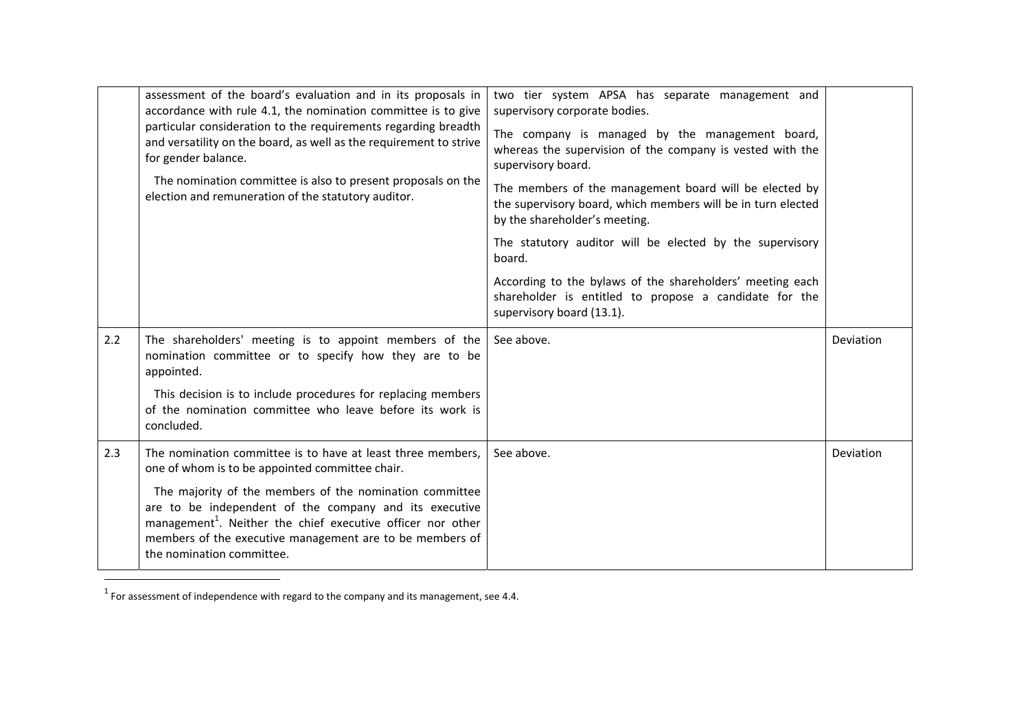|  |  |  |  |
|---|---|---|---|
|  | assessment of the board's evaluation and in its proposals in accordance with rule 4.1, the nomination committee is to give particular consideration to the requirements regarding breadth and versatility on the board, as well as the requirement to strive for gender balance.<br><br>The nomination committee is also to present proposals on the election and remuneration of the statutory auditor. | two tier system APSA has separate management and supervisory corporate bodies.<br><br>The company is managed by the management board, whereas the supervision of the company is vested with the supervisory board.<br><br>The members of the management board will be elected by the supervisory board, which members will be in turn elected by the shareholder's meeting.<br><br>The statutory auditor will be elected by the supervisory board.<br><br>According to the bylaws of the shareholders' meeting each shareholder is entitled to propose a candidate for the supervisory board (13.1). |  |
| 2.2 | The shareholders' meeting is to appoint members of the nomination committee or to specify how they are to be appointed.<br><br>This decision is to include procedures for replacing members of the nomination committee who leave before its work is concluded. | See above. | Deviation |
| 2.3 | The nomination committee is to have at least three members, one of whom is to be appointed committee chair.<br><br>The majority of the members of the nomination committee are to be independent of the company and its executive management[1]. Neither the chief executive officer nor other members of the executive management are to be members of the nomination committee. | See above. | Deviation |

[1] For assessment of independence with regard to the company and its management, see 4.4.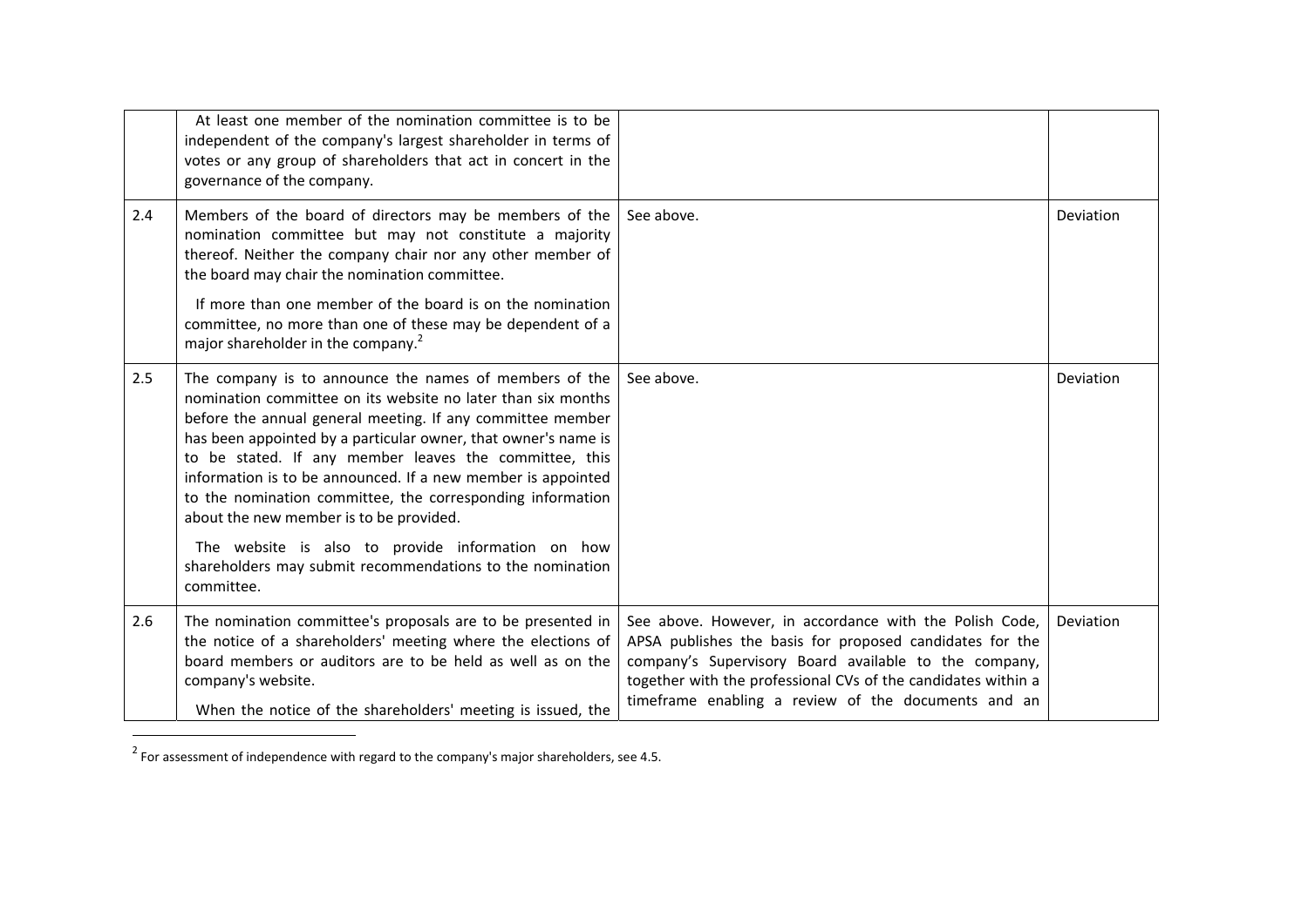| | | | |
|---|---|---|---|
| | At least one member of the nomination committee is to be independent of the company's largest shareholder in terms of votes or any group of shareholders that act in concert in the governance of the company. | | |
| 2.4 | Members of the board of directors may be members of the nomination committee but may not constitute a majority thereof. Neither the company chair nor any other member of the board may chair the nomination committee.<br><br>If more than one member of the board is on the nomination committee, no more than one of these may be dependent of a major shareholder in the company.[2] | See above. | Deviation |
| 2.5 | The company is to announce the names of members of the nomination committee on its website no later than six months before the annual general meeting. If any committee member has been appointed by a particular owner, that owner's name is to be stated. If any member leaves the committee, this information is to be announced. If a new member is appointed to the nomination committee, the corresponding information about the new member is to be provided.<br><br>The website is also to provide information on how shareholders may submit recommendations to the nomination committee. | See above. | Deviation |
| 2.6 | The nomination committee's proposals are to be presented in the notice of a shareholders' meeting where the elections of board members or auditors are to be held as well as on the company's website.<br><br>When the notice of the shareholders' meeting is issued, the | See above. However, in accordance with the Polish Code, APSA publishes the basis for proposed candidates for the company's Supervisory Board available to the company, together with the professional CVs of the candidates within a timeframe enabling a review of the documents and an | Deviation |

[2] For assessment of independence with regard to the company's major shareholders, see 4.5.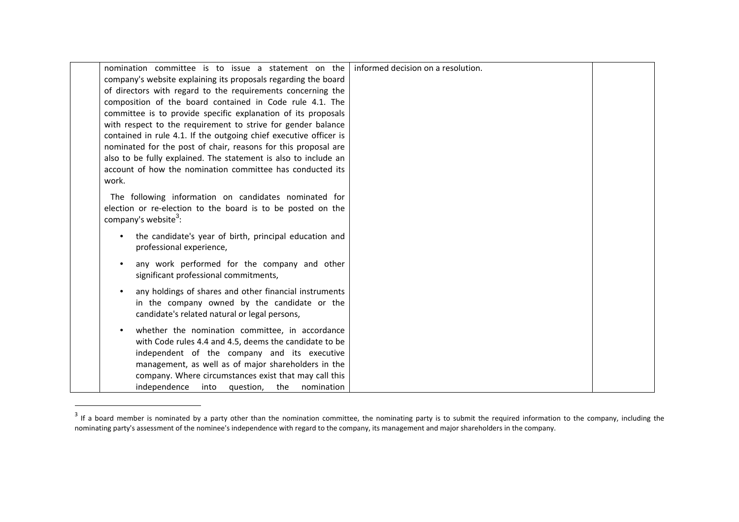|  |  |  |  |
|---|---|---|---|
|  | nomination committee is to issue a statement on the company's website explaining its proposals regarding the board of directors with regard to the requirements concerning the composition of the board contained in Code rule 4.1. The committee is to provide specific explanation of its proposals with respect to the requirement to strive for gender balance contained in rule 4.1. If the outgoing chief executive officer is nominated for the post of chair, reasons for this proposal are also to be fully explained. The statement is also to include an account of how the nomination committee has conducted its work.<br><br>The following information on candidates nominated for election or re-election to the board is to be posted on the company's website[3]:<br><br>• the candidate's year of birth, principal education and professional experience,<br><br>• any work performed for the company and other significant professional commitments,<br><br>• any holdings of shares and other financial instruments in the company owned by the candidate or the candidate's related natural or legal persons,<br><br>• whether the nomination committee, in accordance with Code rules 4.4 and 4.5, deems the candidate to be independent of the company and its executive management, as well as of major shareholders in the company. Where circumstances exist that may call this independence into question, the nomination | informed decision on a resolution. |  |

[3] If a board member is nominated by a party other than the nomination committee, the nominating party is to submit the required information to the company, including the nominating party's assessment of the nominee's independence with regard to the company, its management and major shareholders in the company.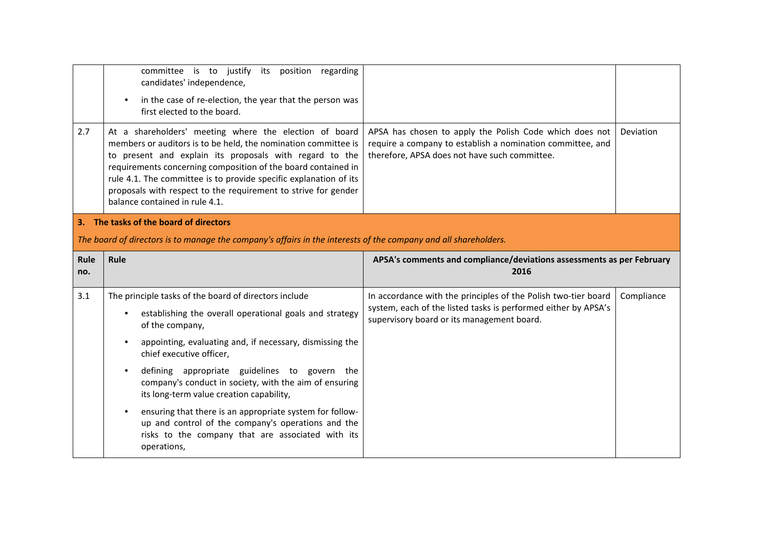| | | | |
|---|---|---|---|
| | committee is to justify its position regarding candidates' independence,<br>• in the case of re-election, the year that the person was first elected to the board. | | |
| 2.7 | At a shareholders' meeting where the election of board members or auditors is to be held, the nomination committee is to present and explain its proposals with regard to the requirements concerning composition of the board contained in rule 4.1. The committee is to provide specific explanation of its proposals with respect to the requirement to strive for gender balance contained in rule 4.1. | APSA has chosen to apply the Polish Code which does not require a company to establish a nomination committee, and therefore, APSA does not have such committee. | Deviation |

## 3. The tasks of the board of directors

*The board of directors is to manage the company's affairs in the interests of the company and all shareholders.*

| Rule no. | Rule | APSA's comments and compliance/deviations assessments as per February 2016 | |
|---|---|---|---|
| 3.1 | The principle tasks of the board of directors include<br>• establishing the overall operational goals and strategy of the company,<br>• appointing, evaluating and, if necessary, dismissing the chief executive officer,<br>• defining appropriate guidelines to govern the company's conduct in society, with the aim of ensuring its long-term value creation capability,<br>• ensuring that there is an appropriate system for follow-up and control of the company's operations and the risks to the company that are associated with its operations, | In accordance with the principles of the Polish two-tier board system, each of the listed tasks is performed either by APSA's supervisory board or its management board. | Compliance |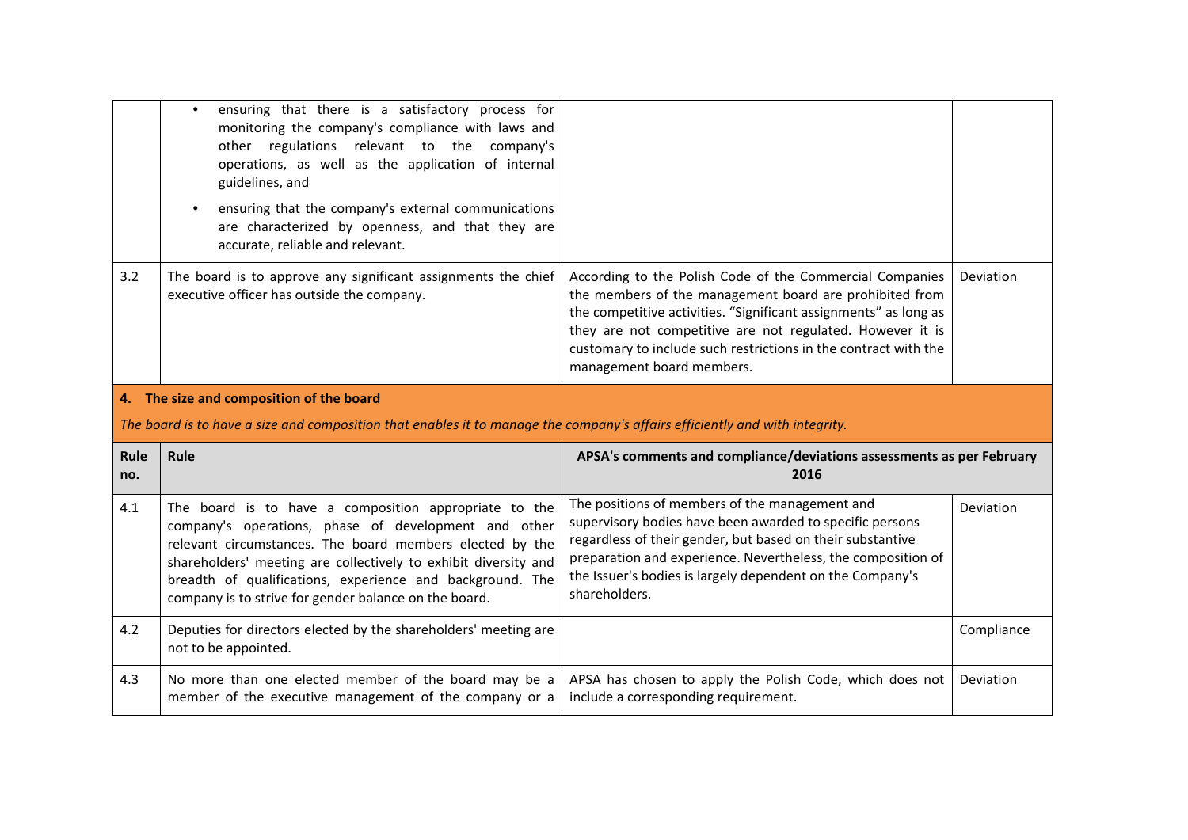| | | | |
|---|---|---|---|
| | • ensuring that there is a satisfactory process for monitoring the company's compliance with laws and other regulations relevant to the company's operations, as well as the application of internal guidelines, and<br>• ensuring that the company's external communications are characterized by openness, and that they are accurate, reliable and relevant. | | |
| 3.2 | The board is to approve any significant assignments the chief executive officer has outside the company. | According to the Polish Code of the Commercial Companies the members of the management board are prohibited from the competitive activities. "Significant assignments" as long as they are not competitive are not regulated. However it is customary to include such restrictions in the contract with the management board members. | Deviation |

**4. The size and composition of the board**

*The board is to have a size and composition that enables it to manage the company's affairs efficiently and with integrity.*

| Rule no. | Rule | APSA's comments and compliance/deviations assessments as per February 2016 | |
|---|---|---|---|
| 4.1 | The board is to have a composition appropriate to the company's operations, phase of development and other relevant circumstances. The board members elected by the shareholders' meeting are collectively to exhibit diversity and breadth of qualifications, experience and background. The company is to strive for gender balance on the board. | The positions of members of the management and supervisory bodies have been awarded to specific persons regardless of their gender, but based on their substantive preparation and experience. Nevertheless, the composition of the Issuer's bodies is largely dependent on the Company's shareholders. | Deviation |
| 4.2 | Deputies for directors elected by the shareholders' meeting are not to be appointed. | | Compliance |
| 4.3 | No more than one elected member of the board may be a member of the executive management of the company or a | APSA has chosen to apply the Polish Code, which does not include a corresponding requirement. | Deviation |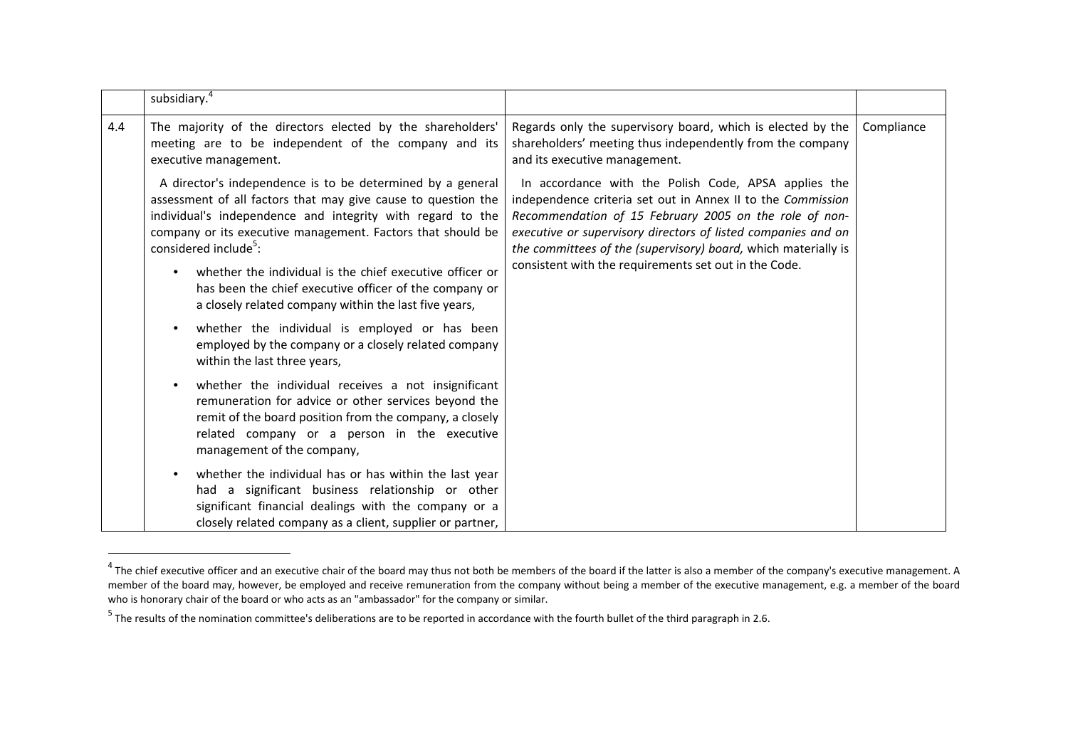| | | | |
|---|---|---|---|
| | subsidiary.[4] | | |
| 4.4 | The majority of the directors elected by the shareholders' meeting are to be independent of the company and its executive management.<br><br>A director's independence is to be determined by a general assessment of all factors that may give cause to question the individual's independence and integrity with regard to the company or its executive management. Factors that should be considered include[5]:<br><br>• whether the individual is the chief executive officer or has been the chief executive officer of the company or a closely related company within the last five years,<br><br>• whether the individual is employed or has been employed by the company or a closely related company within the last three years,<br><br>• whether the individual receives a not insignificant remuneration for advice or other services beyond the remit of the board position from the company, a closely related company or a person in the executive management of the company,<br><br>• whether the individual has or has within the last year had a significant business relationship or other significant financial dealings with the company or a closely related company as a client, supplier or partner, | Regards only the supervisory board, which is elected by the shareholders' meeting thus independently from the company and its executive management.<br><br>In accordance with the Polish Code, APSA applies the independence criteria set out in Annex II to the *Commission Recommendation of 15 February 2005 on the role of non-executive or supervisory directors of listed companies and on the committees of the (supervisory) board,* which materially is consistent with the requirements set out in the Code. | Compliance |

[4] The chief executive officer and an executive chair of the board may thus not both be members of the board if the latter is also a member of the company's executive management. A member of the board may, however, be employed and receive remuneration from the company without being a member of the executive management, e.g. a member of the board who is honorary chair of the board or who acts as an "ambassador" for the company or similar.

[5] The results of the nomination committee's deliberations are to be reported in accordance with the fourth bullet of the third paragraph in 2.6.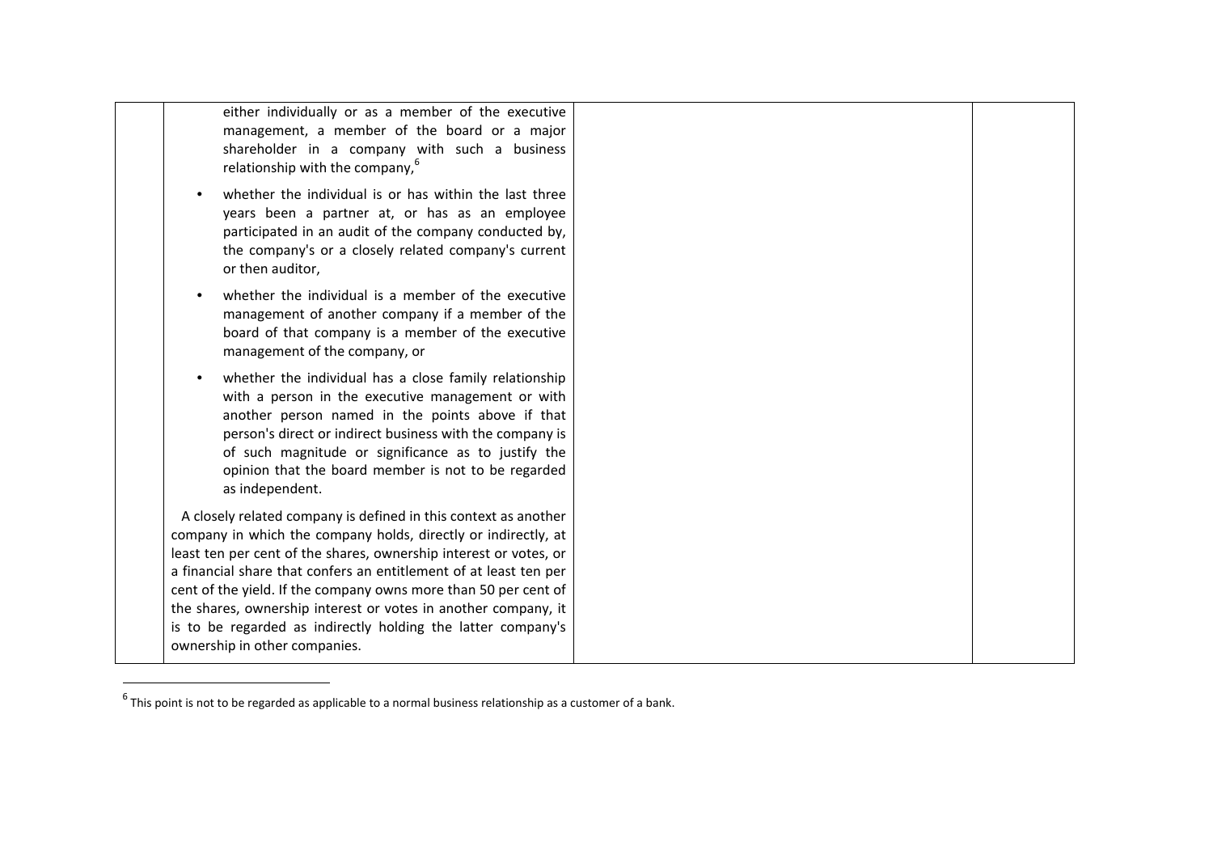| | | | |
|---|---|---|---|
| | either individually or as a member of the executive management, a member of the board or a major shareholder in a company with such a business relationship with the company,[6]<br><br>• whether the individual is or has within the last three years been a partner at, or has as an employee participated in an audit of the company conducted by, the company's or a closely related company's current or then auditor,<br><br>• whether the individual is a member of the executive management of another company if a member of the board of that company is a member of the executive management of the company, or<br><br>• whether the individual has a close family relationship with a person in the executive management or with another person named in the points above if that person's direct or indirect business with the company is of such magnitude or significance as to justify the opinion that the board member is not to be regarded as independent.<br><br>A closely related company is defined in this context as another company in which the company holds, directly or indirectly, at least ten per cent of the shares, ownership interest or votes, or a financial share that confers an entitlement of at least ten per cent of the yield. If the company owns more than 50 per cent of the shares, ownership interest or votes in another company, it is to be regarded as indirectly holding the latter company's ownership in other companies. | | |

[6] This point is not to be regarded as applicable to a normal business relationship as a customer of a bank.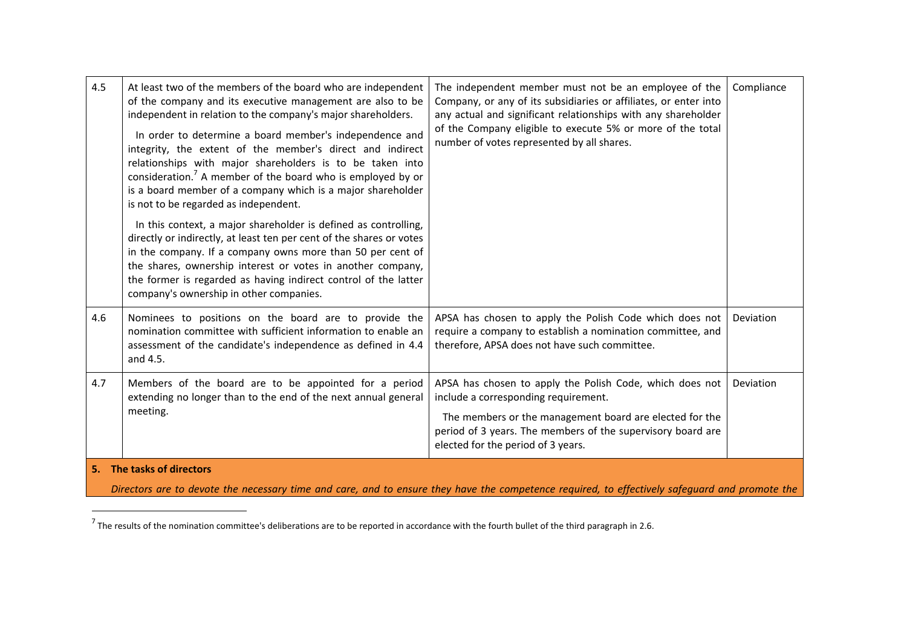| | | | |
|---|---|---|---|
| 4.5 | At least two of the members of the board who are independent of the company and its executive management are also to be independent in relation to the company's major shareholders.<br><br>In order to determine a board member's independence and integrity, the extent of the member's direct and indirect relationships with major shareholders is to be taken into consideration.[7] A member of the board who is employed by or is a board member of a company which is a major shareholder is not to be regarded as independent.<br><br>In this context, a major shareholder is defined as controlling, directly or indirectly, at least ten per cent of the shares or votes in the company. If a company owns more than 50 per cent of the shares, ownership interest or votes in another company, the former is regarded as having indirect control of the latter company's ownership in other companies. | The independent member must not be an employee of the Company, or any of its subsidiaries or affiliates, or enter into any actual and significant relationships with any shareholder of the Company eligible to execute 5% or more of the total number of votes represented by all shares. | Compliance |
| 4.6 | Nominees to positions on the board are to provide the nomination committee with sufficient information to enable an assessment of the candidate's independence as defined in 4.4 and 4.5. | APSA has chosen to apply the Polish Code which does not require a company to establish a nomination committee, and therefore, APSA does not have such committee. | Deviation |
| 4.7 | Members of the board are to be appointed for a period extending no longer than to the end of the next annual general meeting. | APSA has chosen to apply the Polish Code, which does not include a corresponding requirement.<br><br>The members or the management board are elected for the period of 3 years. The members of the supervisory board are elected for the period of 3 years. | Deviation |

**5. The tasks of directors**

*Directors are to devote the necessary time and care, and to ensure they have the competence required, to effectively safeguard and promote the*

[7] The results of the nomination committee's deliberations are to be reported in accordance with the fourth bullet of the third paragraph in 2.6.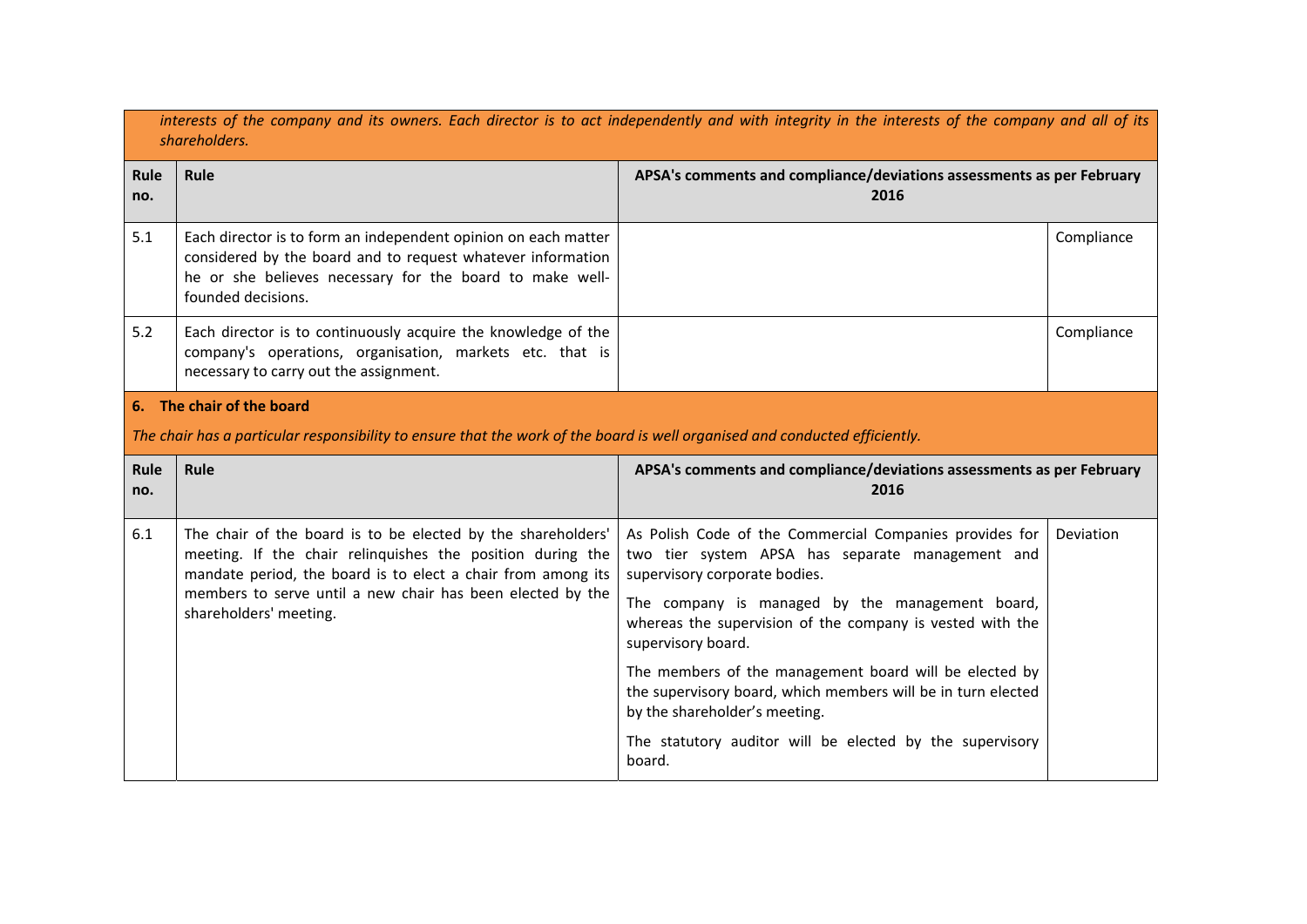*interests of the company and its owners. Each director is to act independently and with integrity in the interests of the company and all of its shareholders.*

| Rule no. | Rule | APSA's comments and compliance/deviations assessments as per February 2016 | |
|---|---|---|---|
| 5.1 | Each director is to form an independent opinion on each matter considered by the board and to request whatever information he or she believes necessary for the board to make well-founded decisions. | | Compliance |
| 5.2 | Each director is to continuously acquire the knowledge of the company's operations, organisation, markets etc. that is necessary to carry out the assignment. | | Compliance |

## 6. The chair of the board

*The chair has a particular responsibility to ensure that the work of the board is well organised and conducted efficiently.*

| Rule no. | Rule | APSA's comments and compliance/deviations assessments as per February 2016 | |
|---|---|---|---|
| 6.1 | The chair of the board is to be elected by the shareholders' meeting. If the chair relinquishes the position during the mandate period, the board is to elect a chair from among its members to serve until a new chair has been elected by the shareholders' meeting. | As Polish Code of the Commercial Companies provides for two tier system APSA has separate management and supervisory corporate bodies.<br><br>The company is managed by the management board, whereas the supervision of the company is vested with the supervisory board.<br><br>The members of the management board will be elected by the supervisory board, which members will be in turn elected by the shareholder's meeting.<br><br>The statutory auditor will be elected by the supervisory board. | Deviation |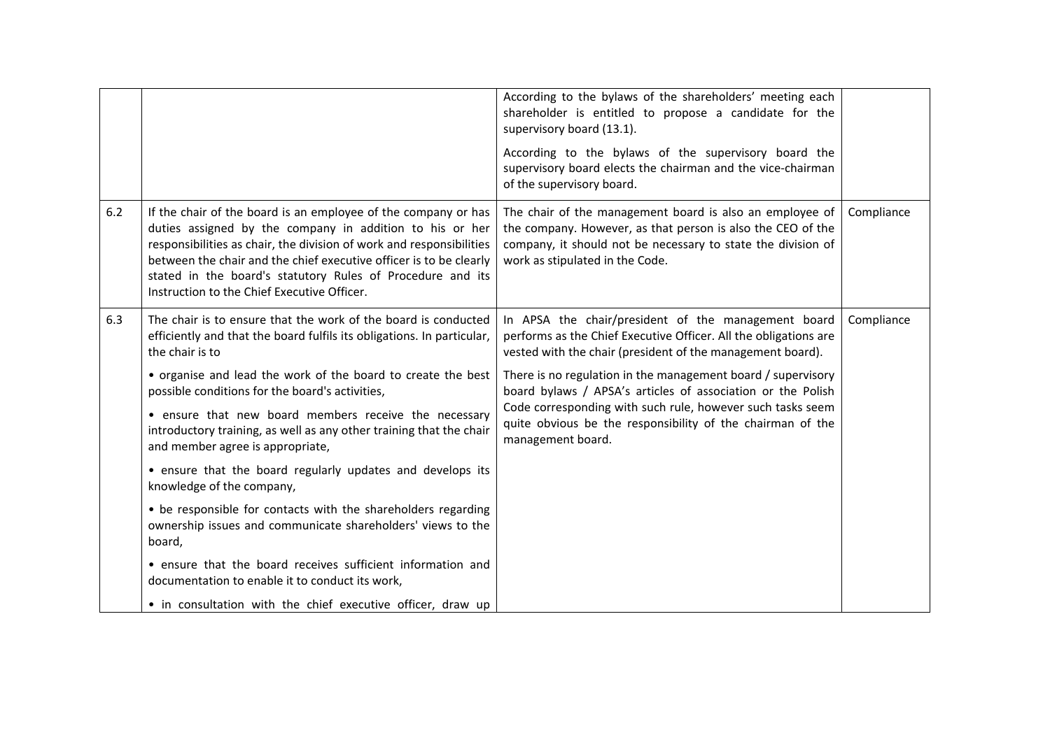| | | | |
|---|---|---|---|
| | | According to the bylaws of the shareholders' meeting each shareholder is entitled to propose a candidate for the supervisory board (13.1).<br><br>According to the bylaws of the supervisory board the supervisory board elects the chairman and the vice-chairman of the supervisory board. | |
| 6.2 | If the chair of the board is an employee of the company or has duties assigned by the company in addition to his or her responsibilities as chair, the division of work and responsibilities between the chair and the chief executive officer is to be clearly stated in the board's statutory Rules of Procedure and its Instruction to the Chief Executive Officer. | The chair of the management board is also an employee of the company. However, as that person is also the CEO of the company, it should not be necessary to state the division of work as stipulated in the Code. | Compliance |
| 6.3 | The chair is to ensure that the work of the board is conducted efficiently and that the board fulfils its obligations. In particular, the chair is to<br><br>• organise and lead the work of the board to create the best possible conditions for the board's activities,<br><br>• ensure that new board members receive the necessary introductory training, as well as any other training that the chair and member agree is appropriate,<br><br>• ensure that the board regularly updates and develops its knowledge of the company,<br><br>• be responsible for contacts with the shareholders regarding ownership issues and communicate shareholders' views to the board,<br><br>• ensure that the board receives sufficient information and documentation to enable it to conduct its work,<br><br>• in consultation with the chief executive officer, draw up | In APSA the chair/president of the management board performs as the Chief Executive Officer. All the obligations are vested with the chair (president of the management board).<br><br>There is no regulation in the management board / supervisory board bylaws / APSA's articles of association or the Polish Code corresponding with such rule, however such tasks seem quite obvious be the responsibility of the chairman of the management board. | Compliance |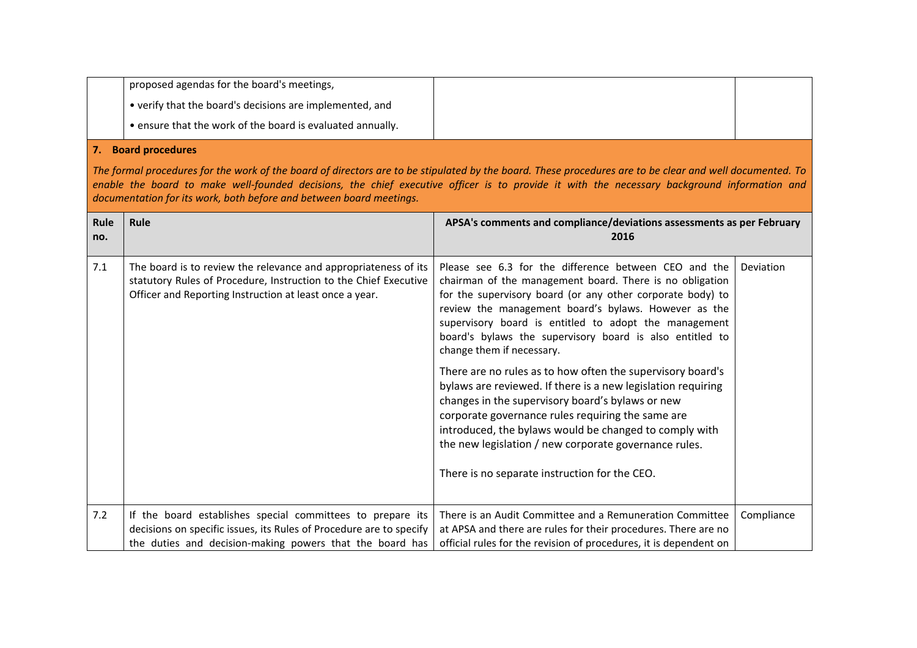| | | | |
|---|---|---|---|
| | proposed agendas for the board's meetings,<br>• verify that the board's decisions are implemented, and<br>• ensure that the work of the board is evaluated annually. | | |

## 7. Board procedures

*The formal procedures for the work of the board of directors are to be stipulated by the board. These procedures are to be clear and well documented. To enable the board to make well-founded decisions, the chief executive officer is to provide it with the necessary background information and documentation for its work, both before and between board meetings.*

| Rule no. | Rule | APSA's comments and compliance/deviations assessments as per February 2016 | |
|---|---|---|---|
| 7.1 | The board is to review the relevance and appropriateness of its statutory Rules of Procedure, Instruction to the Chief Executive Officer and Reporting Instruction at least once a year. | Please see 6.3 for the difference between CEO and the chairman of the management board. There is no obligation for the supervisory board (or any other corporate body) to review the management board's bylaws. However as the supervisory board is entitled to adopt the management board's bylaws the supervisory board is also entitled to change them if necessary.<br><br>There are no rules as to how often the supervisory board's bylaws are reviewed. If there is a new legislation requiring changes in the supervisory board's bylaws or new corporate governance rules requiring the same are introduced, the bylaws would be changed to comply with the new legislation / new corporate governance rules.<br><br>There is no separate instruction for the CEO. | Deviation |
| 7.2 | If the board establishes special committees to prepare its decisions on specific issues, its Rules of Procedure are to specify the duties and decision-making powers that the board has | There is an Audit Committee and a Remuneration Committee at APSA and there are rules for their procedures. There are no official rules for the revision of procedures, it is dependent on | Compliance |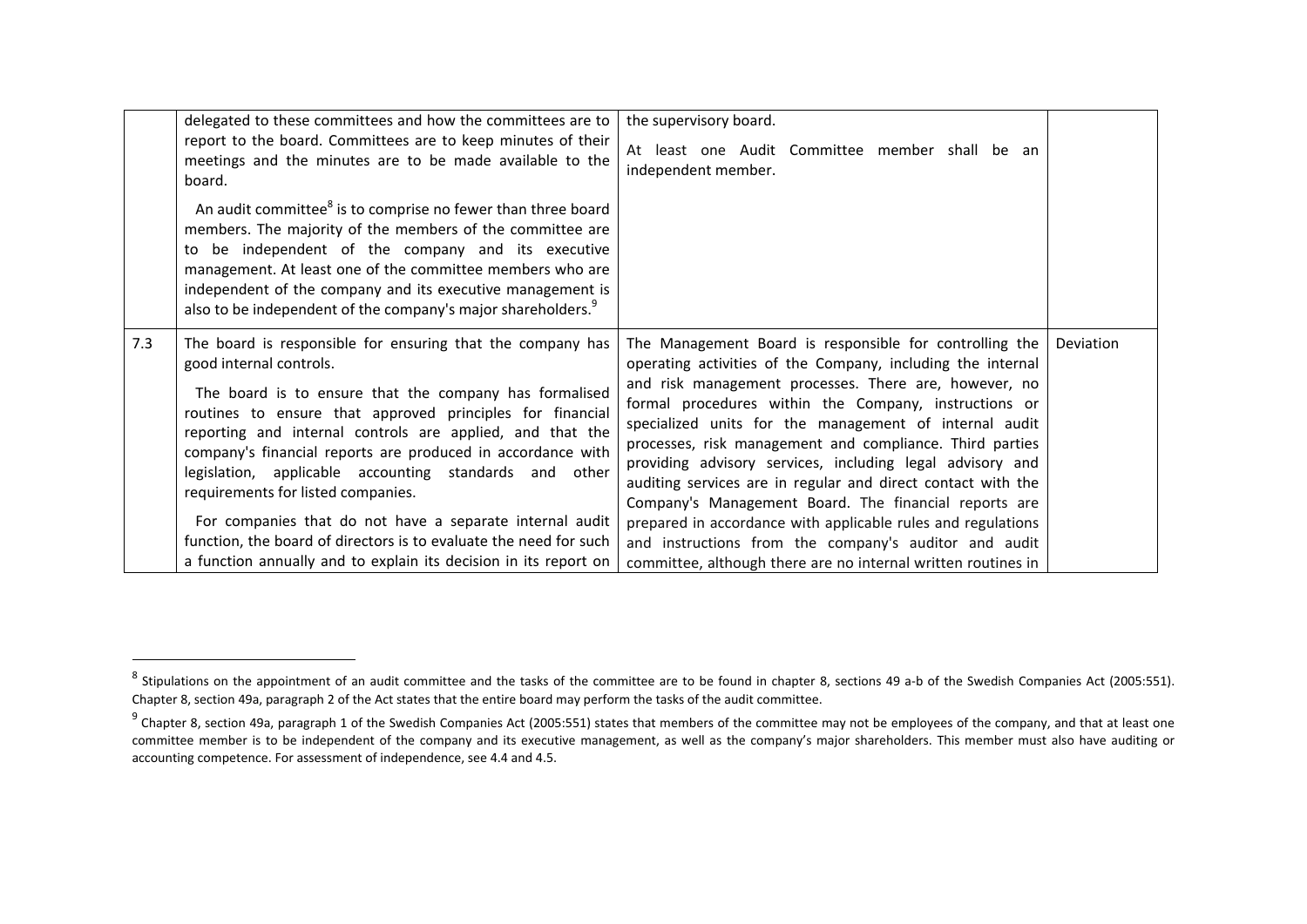|  |  |  |  |
|---|---|---|---|
|  | delegated to these committees and how the committees are to report to the board. Committees are to keep minutes of their meetings and the minutes are to be made available to the board.<br><br>An audit committee[8] is to comprise no fewer than three board members. The majority of the members of the committee are to be independent of the company and its executive management. At least one of the committee members who are independent of the company and its executive management is also to be independent of the company's major shareholders.[9] | the supervisory board.<br><br>At least one Audit Committee member shall be an independent member. |  |
| 7.3 | The board is responsible for ensuring that the company has good internal controls.<br><br>The board is to ensure that the company has formalised routines to ensure that approved principles for financial reporting and internal controls are applied, and that the company's financial reports are produced in accordance with legislation, applicable accounting standards and other requirements for listed companies.<br><br>For companies that do not have a separate internal audit function, the board of directors is to evaluate the need for such a function annually and to explain its decision in its report on | The Management Board is responsible for controlling the operating activities of the Company, including the internal and risk management processes. There are, however, no formal procedures within the Company, instructions or specialized units for the management of internal audit processes, risk management and compliance. Third parties providing advisory services, including legal advisory and auditing services are in regular and direct contact with the Company's Management Board. The financial reports are prepared in accordance with applicable rules and regulations and instructions from the company's auditor and audit committee, although there are no internal written routines in | Deviation |

[8] Stipulations on the appointment of an audit committee and the tasks of the committee are to be found in chapter 8, sections 49 a-b of the Swedish Companies Act (2005:551). Chapter 8, section 49a, paragraph 2 of the Act states that the entire board may perform the tasks of the audit committee.

[9] Chapter 8, section 49a, paragraph 1 of the Swedish Companies Act (2005:551) states that members of the committee may not be employees of the company, and that at least one committee member is to be independent of the company and its executive management, as well as the company's major shareholders. This member must also have auditing or accounting competence. For assessment of independence, see 4.4 and 4.5.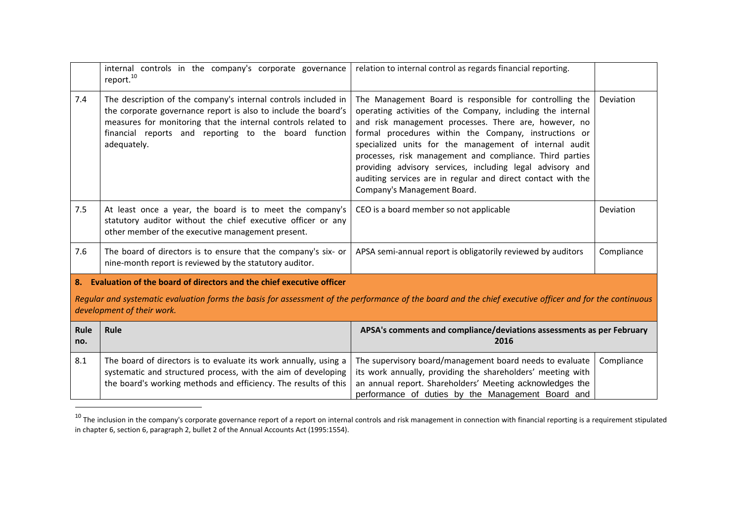|  | internal controls in the company's corporate governance report.[10] | relation to internal control as regards financial reporting. |  |
|---|---|---|---|
| 7.4 | The description of the company's internal controls included in the corporate governance report is also to include the board's measures for monitoring that the internal controls related to financial reports and reporting to the board function adequately. | The Management Board is responsible for controlling the operating activities of the Company, including the internal and risk management processes. There are, however, no formal procedures within the Company, instructions or specialized units for the management of internal audit processes, risk management and compliance. Third parties providing advisory services, including legal advisory and auditing services are in regular and direct contact with the Company's Management Board. | Deviation |
| 7.5 | At least once a year, the board is to meet the company's statutory auditor without the chief executive officer or any other member of the executive management present. | CEO is a board member so not applicable | Deviation |
| 7.6 | The board of directors is to ensure that the company's six- or nine-month report is reviewed by the statutory auditor. | APSA semi-annual report is obligatorily reviewed by auditors | Compliance |

**8. Evaluation of the board of directors and the chief executive officer**

*Regular and systematic evaluation forms the basis for assessment of the performance of the board and the chief executive officer and for the continuous development of their work.*

| Rule no. | Rule | APSA's comments and compliance/deviations assessments as per February 2016 | |
|---|---|---|---|
| 8.1 | The board of directors is to evaluate its work annually, using a systematic and structured process, with the aim of developing the board's working methods and efficiency. The results of this | The supervisory board/management board needs to evaluate its work annually, providing the shareholders' meeting with an annual report. Shareholders' Meeting acknowledges the performance of duties by the Management Board and | Compliance |

[10] The inclusion in the company's corporate governance report of a report on internal controls and risk management in connection with financial reporting is a requirement stipulated in chapter 6, section 6, paragraph 2, bullet 2 of the Annual Accounts Act (1995:1554).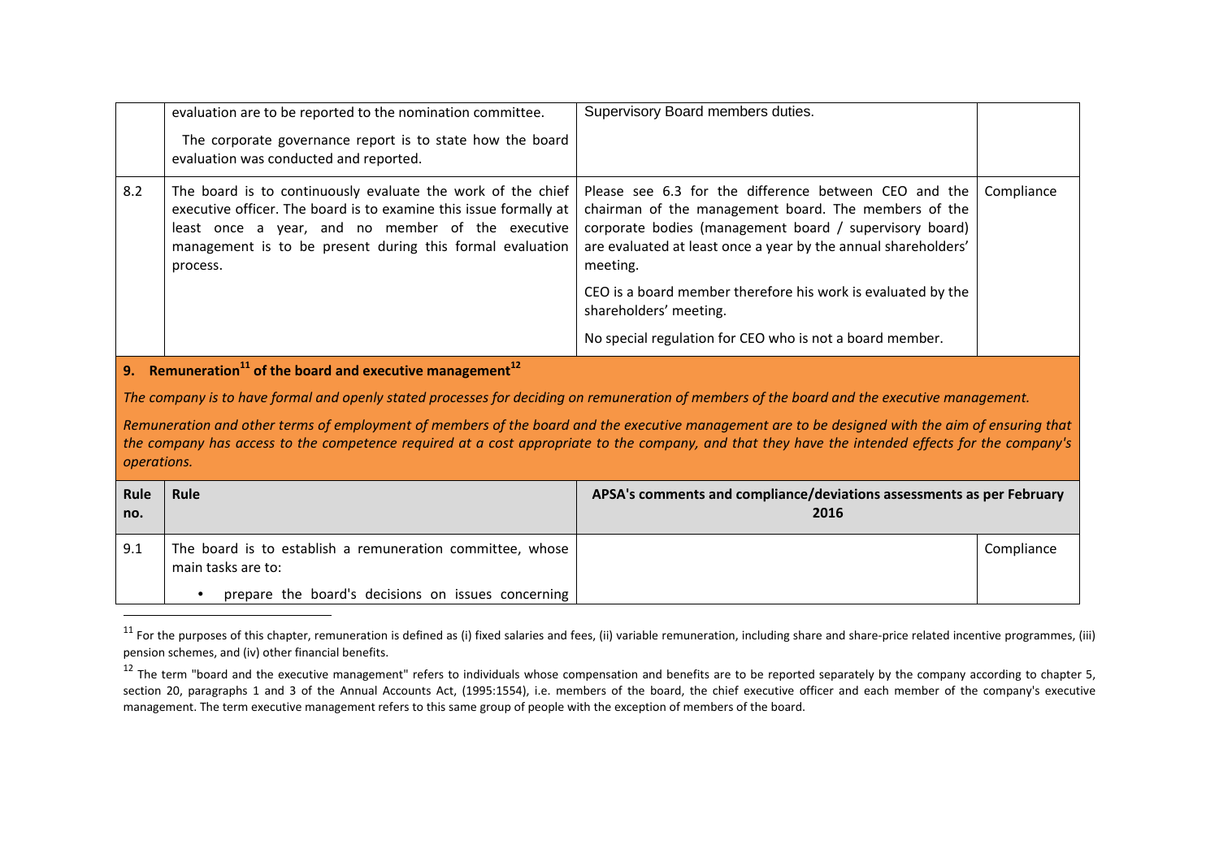| | | | |
|---|---|---|---|
| | evaluation are to be reported to the nomination committee.<br><br>The corporate governance report is to state how the board evaluation was conducted and reported. | Supervisory Board members duties. | |
| 8.2 | The board is to continuously evaluate the work of the chief executive officer. The board is to examine this issue formally at least once a year, and no member of the executive management is to be present during this formal evaluation process. | Please see 6.3 for the difference between CEO and the chairman of the management board. The members of the corporate bodies (management board / supervisory board) are evaluated at least once a year by the annual shareholders' meeting.<br><br>CEO is a board member therefore his work is evaluated by the shareholders' meeting.<br><br>No special regulation for CEO who is not a board member. | Compliance |

## 9. Remuneration[11] of the board and executive management[12]

*The company is to have formal and openly stated processes for deciding on remuneration of members of the board and the executive management.*

*Remuneration and other terms of employment of members of the board and the executive management are to be designed with the aim of ensuring that the company has access to the competence required at a cost appropriate to the company, and that they have the intended effects for the company's operations.*

| Rule no. | Rule | APSA's comments and compliance/deviations assessments as per February 2016 | |
|---|---|---|---|
| 9.1 | The board is to establish a remuneration committee, whose main tasks are to:<br><br>• prepare the board's decisions on issues concerning | | Compliance |

[11] For the purposes of this chapter, remuneration is defined as (i) fixed salaries and fees, (ii) variable remuneration, including share and share-price related incentive programmes, (iii) pension schemes, and (iv) other financial benefits.

[12] The term "board and the executive management" refers to individuals whose compensation and benefits are to be reported separately by the company according to chapter 5, section 20, paragraphs 1 and 3 of the Annual Accounts Act, (1995:1554), i.e. members of the board, the chief executive officer and each member of the company's executive management. The term executive management refers to this same group of people with the exception of members of the board.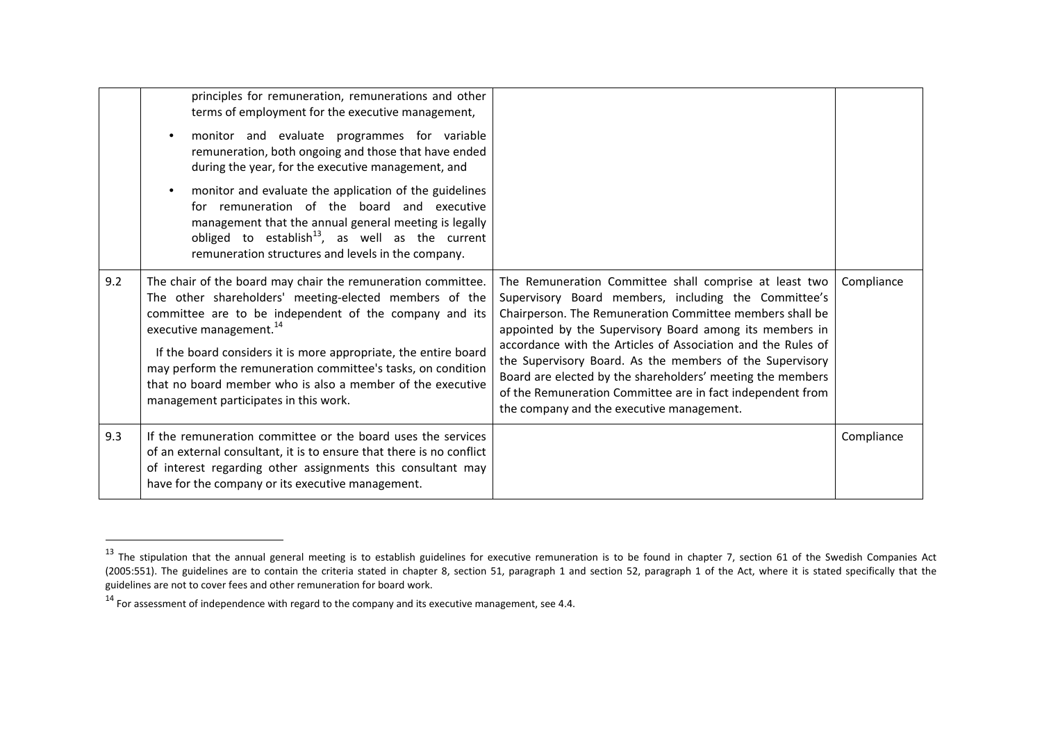| | | | |
|---|---|---|---|
| | principles for remuneration, remunerations and other terms of employment for the executive management,<br>• monitor and evaluate programmes for variable remuneration, both ongoing and those that have ended during the year, for the executive management, and<br>• monitor and evaluate the application of the guidelines for remuneration of the board and executive management that the annual general meeting is legally obliged to establish[13], as well as the current remuneration structures and levels in the company. | | |
| 9.2 | The chair of the board may chair the remuneration committee. The other shareholders' meeting-elected members of the committee are to be independent of the company and its executive management.[14]<br>If the board considers it is more appropriate, the entire board may perform the remuneration committee's tasks, on condition that no board member who is also a member of the executive management participates in this work. | The Remuneration Committee shall comprise at least two Supervisory Board members, including the Committee's Chairperson. The Remuneration Committee members shall be appointed by the Supervisory Board among its members in accordance with the Articles of Association and the Rules of the Supervisory Board. As the members of the Supervisory Board are elected by the shareholders' meeting the members of the Remuneration Committee are in fact independent from the company and the executive management. | Compliance |
| 9.3 | If the remuneration committee or the board uses the services of an external consultant, it is to ensure that there is no conflict of interest regarding other assignments this consultant may have for the company or its executive management. | | Compliance |

[13] The stipulation that the annual general meeting is to establish guidelines for executive remuneration is to be found in chapter 7, section 61 of the Swedish Companies Act (2005:551). The guidelines are to contain the criteria stated in chapter 8, section 51, paragraph 1 and section 52, paragraph 1 of the Act, where it is stated specifically that the guidelines are not to cover fees and other remuneration for board work.

[14] For assessment of independence with regard to the company and its executive management, see 4.4.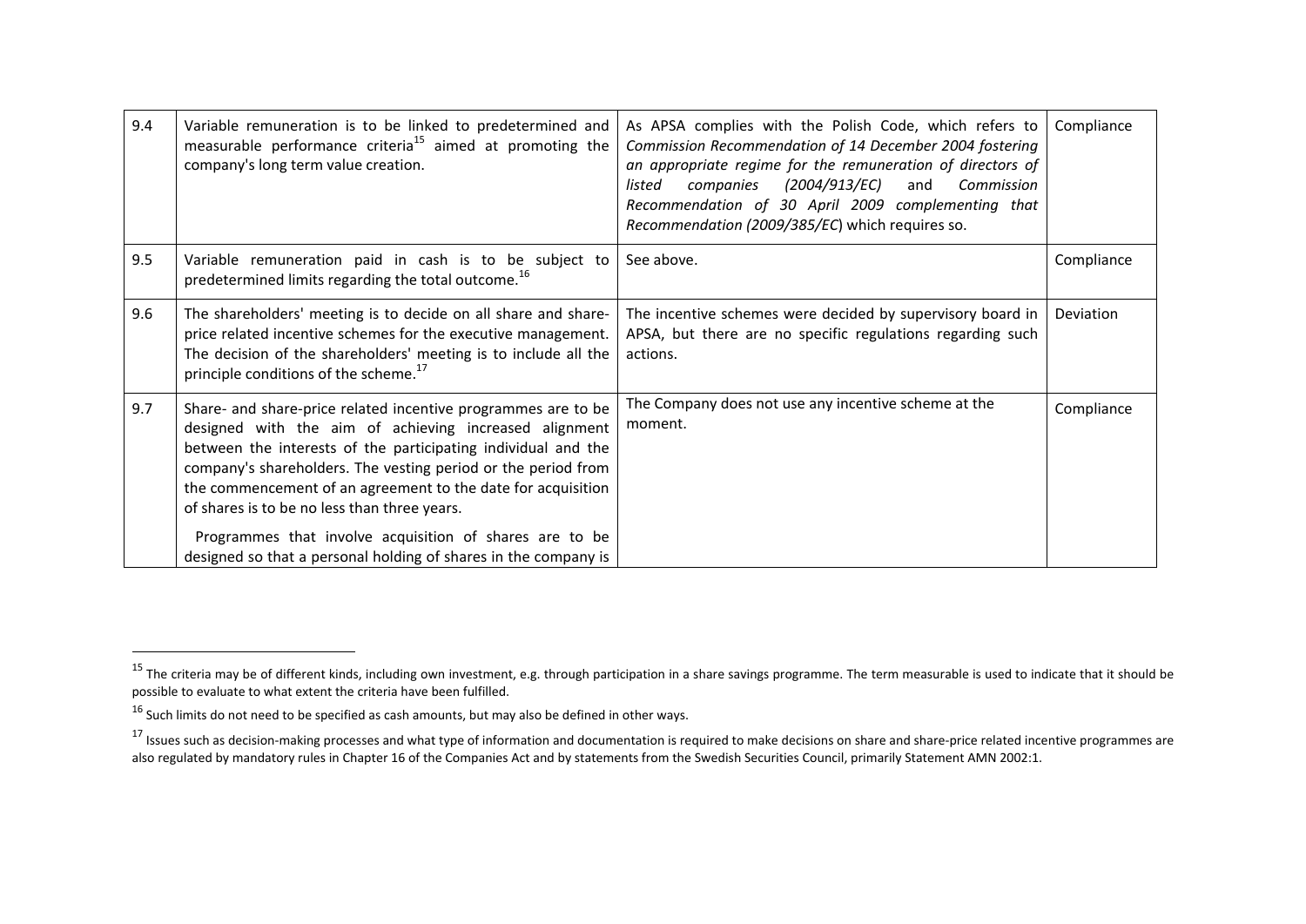| 9.4 | Variable remuneration is to be linked to predetermined and measurable performance criteria[15] aimed at promoting the company's long term value creation. | As APSA complies with the Polish Code, which refers to *Commission Recommendation of 14 December 2004 fostering an appropriate regime for the remuneration of directors of listed companies (2004/913/EC)* and *Commission Recommendation of 30 April 2009 complementing that Recommendation (2009/385/EC*) which requires so. | Compliance |
|---|---|---|---|
| 9.5 | Variable remuneration paid in cash is to be subject to predetermined limits regarding the total outcome.[16] | See above. | Compliance |
| 9.6 | The shareholders' meeting is to decide on all share and share-price related incentive schemes for the executive management. The decision of the shareholders' meeting is to include all the principle conditions of the scheme.[17] | The incentive schemes were decided by supervisory board in APSA, but there are no specific regulations regarding such actions. | Deviation |
| 9.7 | Share- and share-price related incentive programmes are to be designed with the aim of achieving increased alignment between the interests of the participating individual and the company's shareholders. The vesting period or the period from the commencement of an agreement to the date for acquisition of shares is to be no less than three years. Programmes that involve acquisition of shares are to be designed so that a personal holding of shares in the company is | The Company does not use any incentive scheme at the moment. | Compliance |

[15] The criteria may be of different kinds, including own investment, e.g. through participation in a share savings programme. The term measurable is used to indicate that it should be possible to evaluate to what extent the criteria have been fulfilled.

[16] Such limits do not need to be specified as cash amounts, but may also be defined in other ways.

[17] Issues such as decision-making processes and what type of information and documentation is required to make decisions on share and share-price related incentive programmes are also regulated by mandatory rules in Chapter 16 of the Companies Act and by statements from the Swedish Securities Council, primarily Statement AMN 2002:1.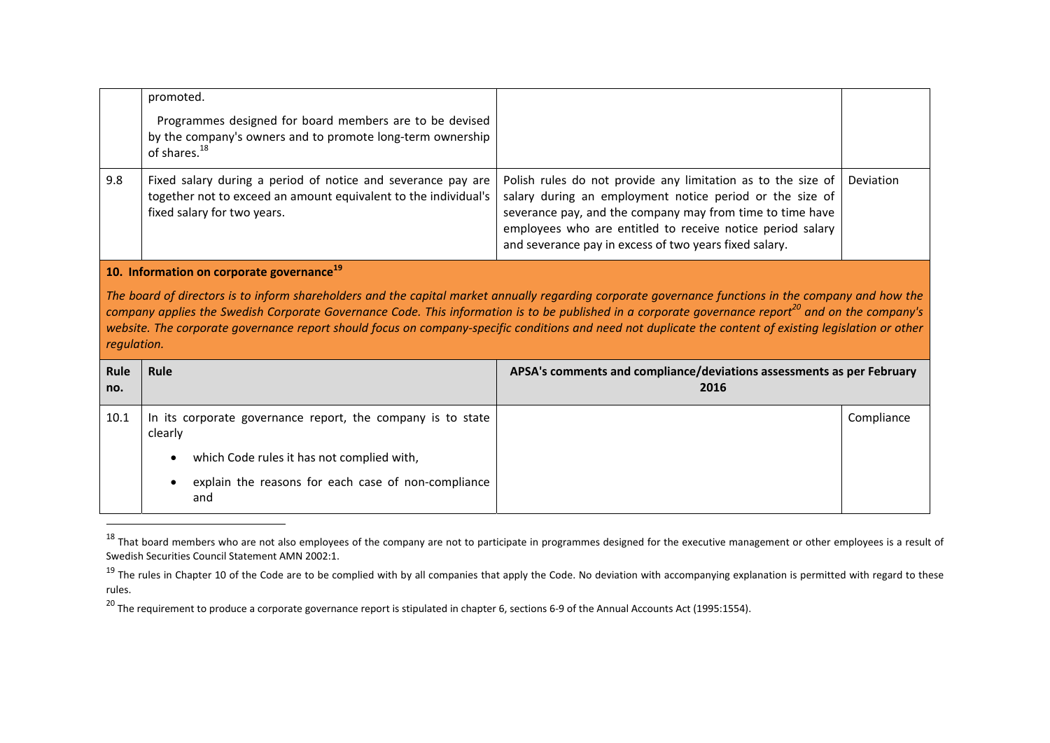| | | | |
|---|---|---|---|
| | promoted.<br><br>Programmes designed for board members are to be devised by the company's owners and to promote long-term ownership of shares.[18] | | |
| 9.8 | Fixed salary during a period of notice and severance pay are together not to exceed an amount equivalent to the individual's fixed salary for two years. | Polish rules do not provide any limitation as to the size of salary during an employment notice period or the size of severance pay, and the company may from time to time have employees who are entitled to receive notice period salary and severance pay in excess of two years fixed salary. | Deviation |

**10. Information on corporate governance[19]**

*The board of directors is to inform shareholders and the capital market annually regarding corporate governance functions in the company and how the company applies the Swedish Corporate Governance Code. This information is to be published in a corporate governance report[20] and on the company's website. The corporate governance report should focus on company-specific conditions and need not duplicate the content of existing legislation or other regulation.*

| Rule no. | Rule | APSA's comments and compliance/deviations assessments as per February 2016 | |
|---|---|---|---|
| 10.1 | In its corporate governance report, the company is to state clearly<br><br>• which Code rules it has not complied with,<br><br>• explain the reasons for each case of non-compliance and | | Compliance |

[18] That board members who are not also employees of the company are not to participate in programmes designed for the executive management or other employees is a result of Swedish Securities Council Statement AMN 2002:1.

[19] The rules in Chapter 10 of the Code are to be complied with by all companies that apply the Code. No deviation with accompanying explanation is permitted with regard to these rules.

[20] The requirement to produce a corporate governance report is stipulated in chapter 6, sections 6-9 of the Annual Accounts Act (1995:1554).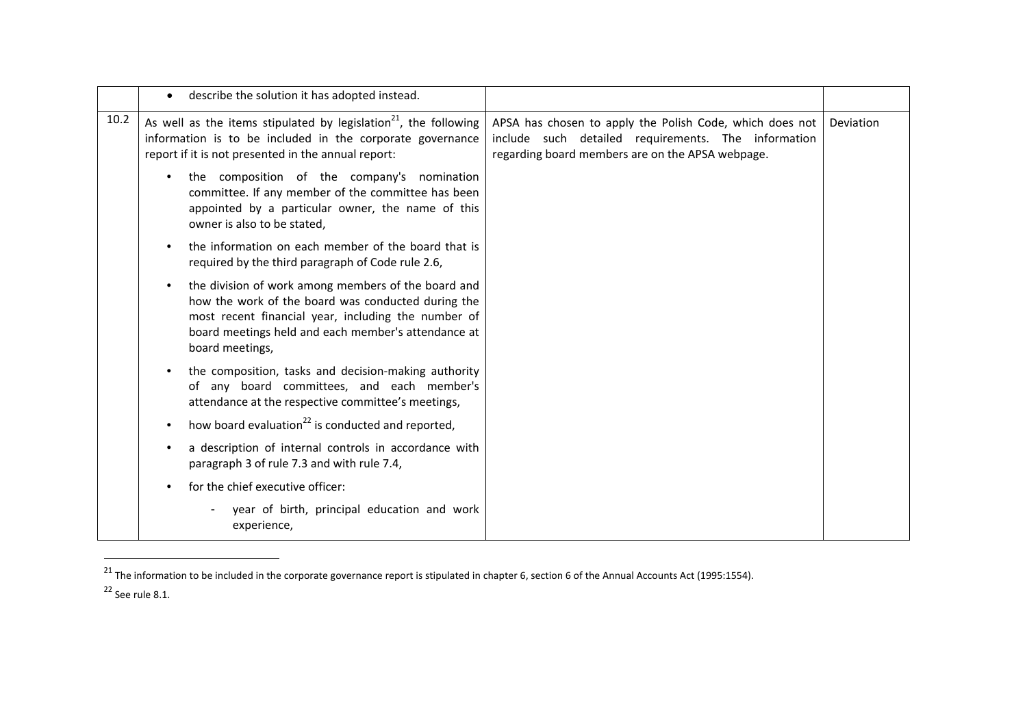| | | | |
|---|---|---|---|
| | • describe the solution it has adopted instead. | | |
| 10.2 | As well as the items stipulated by legislation[21], the following information is to be included in the corporate governance report if it is not presented in the annual report:<br><br>• the composition of the company's nomination committee. If any member of the committee has been appointed by a particular owner, the name of this owner is also to be stated,<br><br>• the information on each member of the board that is required by the third paragraph of Code rule 2.6,<br><br>• the division of work among members of the board and how the work of the board was conducted during the most recent financial year, including the number of board meetings held and each member's attendance at board meetings,<br><br>• the composition, tasks and decision-making authority of any board committees, and each member's attendance at the respective committee's meetings,<br><br>• how board evaluation[22] is conducted and reported,<br><br>• a description of internal controls in accordance with paragraph 3 of rule 7.3 and with rule 7.4,<br><br>• for the chief executive officer:<br><br>- year of birth, principal education and work experience, | APSA has chosen to apply the Polish Code, which does not include such detailed requirements. The information regarding board members are on the APSA webpage. | Deviation |

[21] The information to be included in the corporate governance report is stipulated in chapter 6, section 6 of the Annual Accounts Act (1995:1554).

[22] See rule 8.1.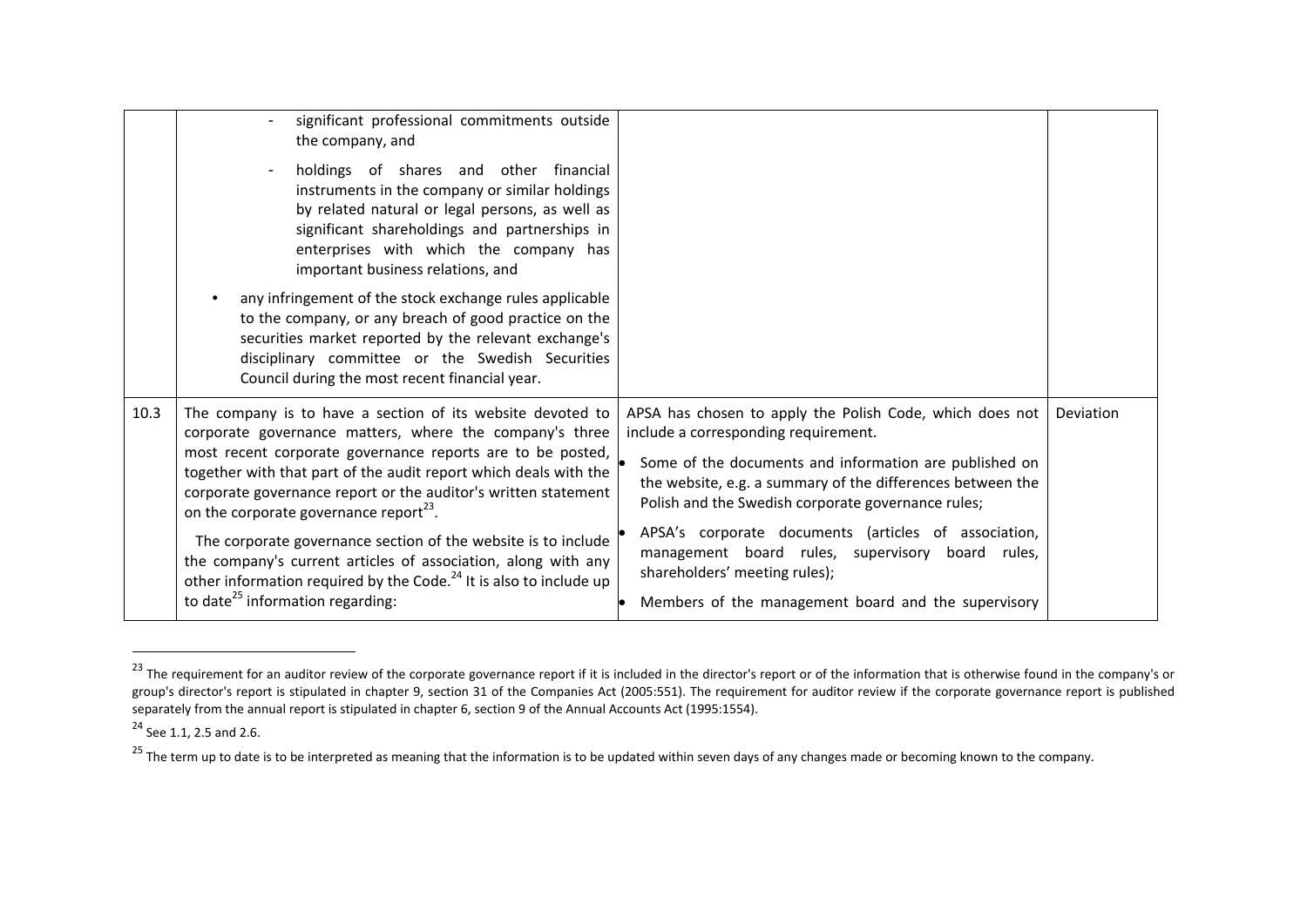| | | | |
|---|---|---|---|
| | - significant professional commitments outside the company, and<br>- holdings of shares and other financial instruments in the company or similar holdings by related natural or legal persons, as well as significant shareholdings and partnerships in enterprises with which the company has important business relations, and<br>• any infringement of the stock exchange rules applicable to the company, or any breach of good practice on the securities market reported by the relevant exchange's disciplinary committee or the Swedish Securities Council during the most recent financial year. | | |
| 10.3 | The company is to have a section of its website devoted to corporate governance matters, where the company's three most recent corporate governance reports are to be posted, together with that part of the audit report which deals with the corporate governance report or the auditor's written statement on the corporate governance report[23].<br>The corporate governance section of the website is to include the company's current articles of association, along with any other information required by the Code.[24] It is also to include up to date[25] information regarding: | APSA has chosen to apply the Polish Code, which does not include a corresponding requirement.<br>• Some of the documents and information are published on the website, e.g. a summary of the differences between the Polish and the Swedish corporate governance rules;<br>• APSA's corporate documents (articles of association, management board rules, supervisory board rules, shareholders' meeting rules);<br>• Members of the management board and the supervisory | Deviation |

[23] The requirement for an auditor review of the corporate governance report if it is included in the director's report or of the information that is otherwise found in the company's or group's director's report is stipulated in chapter 9, section 31 of the Companies Act (2005:551). The requirement for auditor review if the corporate governance report is published separately from the annual report is stipulated in chapter 6, section 9 of the Annual Accounts Act (1995:1554).

[24] See 1.1, 2.5 and 2.6.

[25] The term up to date is to be interpreted as meaning that the information is to be updated within seven days of any changes made or becoming known to the company.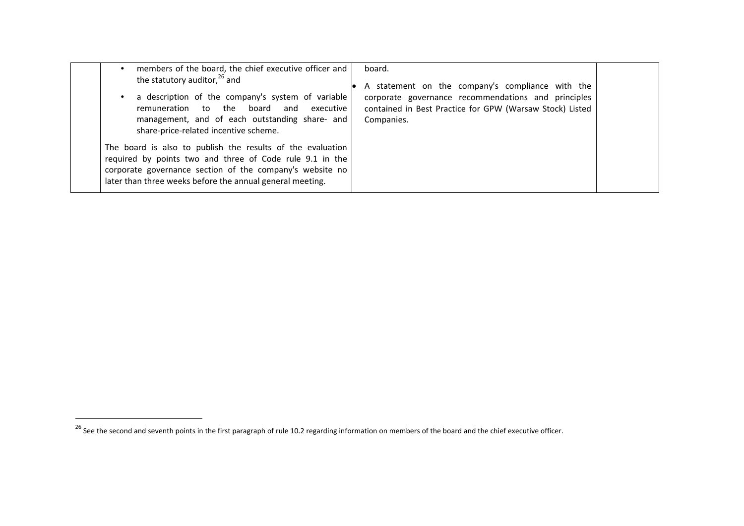| | | | |
|---|---|---|---|
| | • members of the board, the chief executive officer and the statutory auditor,[26] and<br>• a description of the company's system of variable remuneration to the board and executive management, and of each outstanding share- and share-price-related incentive scheme.<br><br>The board is also to publish the results of the evaluation required by points two and three of Code rule 9.1 in the corporate governance section of the company's website no later than three weeks before the annual general meeting. | board.<br><br>• A statement on the company's compliance with the corporate governance recommendations and principles contained in Best Practice for GPW (Warsaw Stock) Listed Companies. | |

[26] See the second and seventh points in the first paragraph of rule 10.2 regarding information on members of the board and the chief executive officer.